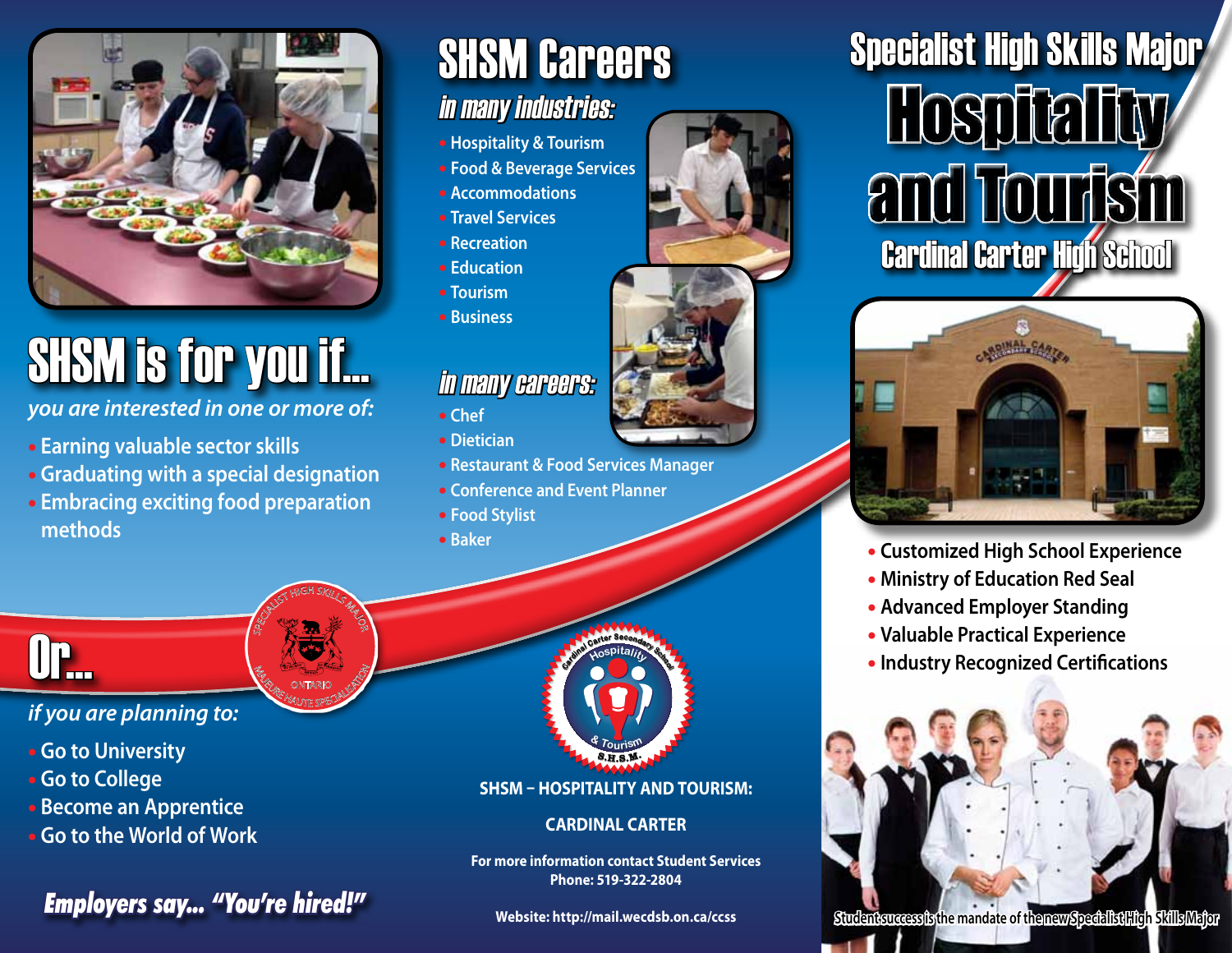# SHSM is for you if...

*you are interested in one or more of:*

- Earning valuable sector skills
- Graduating with a special designation
- Embracing exciting food preparation methods

## Or...

*if you are planning to:*

- Go to University
- Go to College
- Become an Apprentice
- Go to the World of Work

***Employers say... "You're hired!"***

# SHSM Careers

### *in many industries:*

- Hospitality & Tourism
- Food & Beverage Services
- Accommodations
- Travel Services
- Recreation
- Education
- Tourism
- Business

### *in many careers:*

- Chef
- Dietician
- Restaurant & Food Services Manager
- Conference and Event Planner
- Food Stylist
- Baker

**SHSM – HOSPITALITY AND TOURISM:**

**CARDINAL CARTER**

**For more information contact Student Services**
**Phone: 519-322-2804**

**Website: http://mail.wecdsb.on.ca/ccss**

# Specialist High Skills Major Hospitality and Tourism

## Cardinal Carter High School

- Customized High School Experience
- Ministry of Education Red Seal
- Advanced Employer Standing
- Valuable Practical Experience
- Industry Recognized Certifications

**Student success is the mandate of the new Specialist High Skills Major**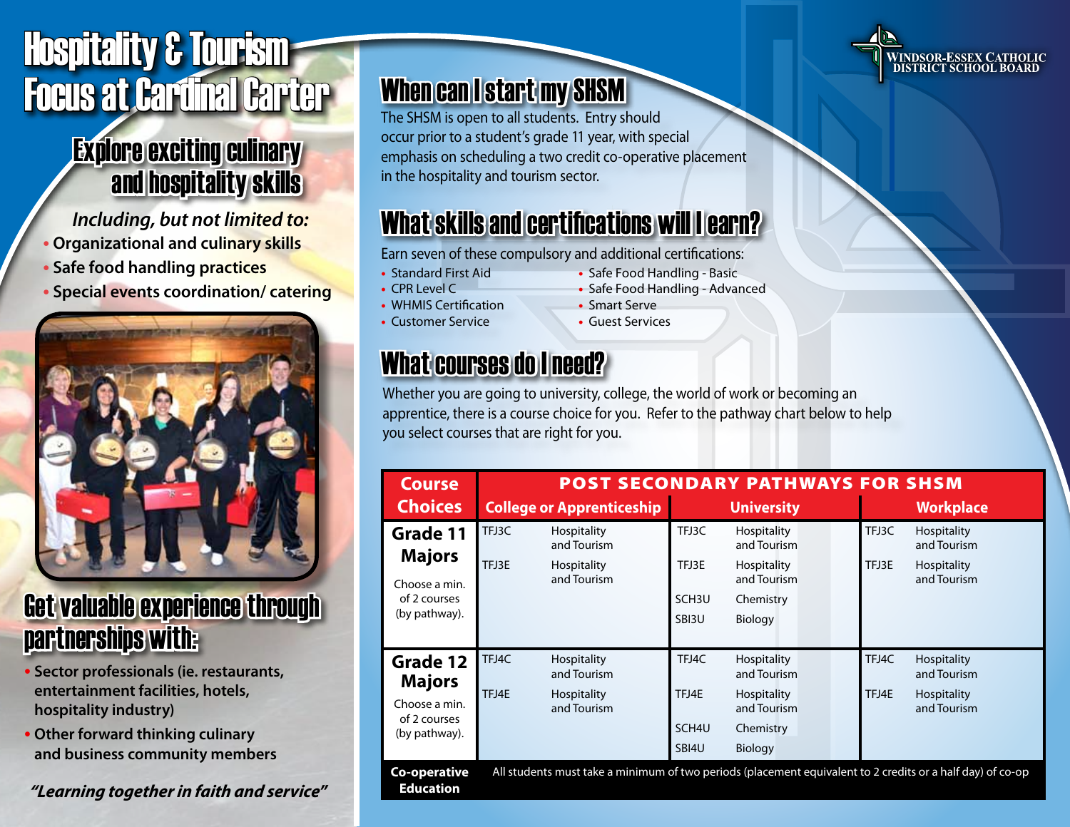# Hospitality & Tourism Focus at Cardinal Carter

## Explore exciting culinary and hospitality skills

*Including, but not limited to:*

- **Organizational and culinary skills**
- **Safe food handling practices**
- **Special events coordination/ catering**

## Get valuable experience through partnerships with:

- **Sector professionals (ie. restaurants, entertainment facilities, hotels, hospitality industry)**
- **Other forward thinking culinary and business community members**

***"Learning together in faith and service"***

WINDSOR-ESSEX CATHOLIC DISTRICT SCHOOL BOARD

## When can I start my SHSM

The SHSM is open to all students. Entry should occur prior to a student's grade 11 year, with special emphasis on scheduling a two credit co-operative placement in the hospitality and tourism sector.

## What skills and certifications will I earn?

Earn seven of these compulsory and additional certifications:

- Standard First Aid
- CPR Level C
- WHMIS Certification
- Customer Service
- Safe Food Handling - Basic
- Safe Food Handling - Advanced
- Smart Serve
- Guest Services

## What courses do I need?

Whether you are going to university, college, the world of work or becoming an apprentice, there is a course choice for you. Refer to the pathway chart below to help you select courses that are right for you.

| Course Choices | POST SECONDARY PATHWAYS FOR SHSM | | | | | |
|---|---|---|---|---|---|---|
| | College or Apprenticeship | | University | | Workplace | |
| **Grade 11 Majors** Choose a min. of 2 courses (by pathway). | TFJ3C | Hospitality and Tourism | TFJ3C | Hospitality and Tourism | TFJ3C | Hospitality and Tourism |
| | TFJ3E | Hospitality and Tourism | TFJ3E | Hospitality and Tourism | TFJ3E | Hospitality and Tourism |
| | | | SCH3U | Chemistry | | |
| | | | SBI3U | Biology | | |
| **Grade 12 Majors** Choose a min. of 2 courses (by pathway). | TFJ4C | Hospitality and Tourism | TFJ4C | Hospitality and Tourism | TFJ4C | Hospitality and Tourism |
| | TFJ4E | Hospitality and Tourism | TFJ4E | Hospitality and Tourism | TFJ4E | Hospitality and Tourism |
| | | | SCH4U | Chemistry | | |
| | | | SBI4U | Biology | | |
| **Co-operative Education** | All students must take a minimum of two periods (placement equivalent to 2 credits or a half day) of co-op | | | | | |